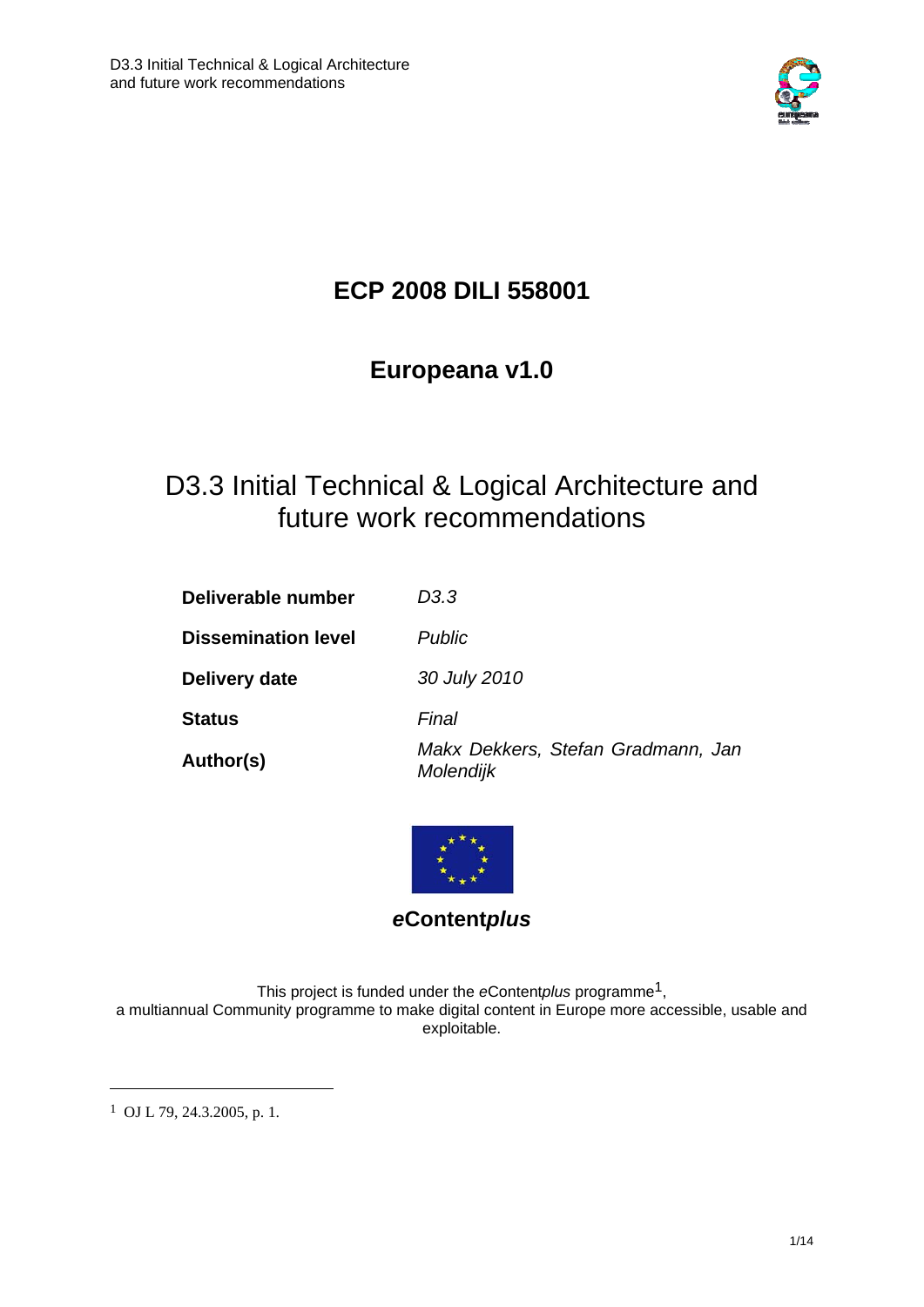# ECP 2008 DILI 558001

# Europeana v1.0

## D3.3 Initial Technical & Logical Architecture and future work recommendations

| | |
|---|---|
| **Deliverable number** | *D3.3* |
| **Dissemination level** | *Public* |
| **Delivery date** | *30 July 2010* |
| **Status** | *Final* |
| **Author(s)** | *Makx Dekkers, Stefan Gradmann, Jan Molendijk* |

***e*Content*plus***

This project is funded under the *e*Content*plus* programme[1], a multiannual Community programme to make digital content in Europe more accessible, usable and exploitable.

---

[1] OJ L 79, 24.3.2005, p. 1.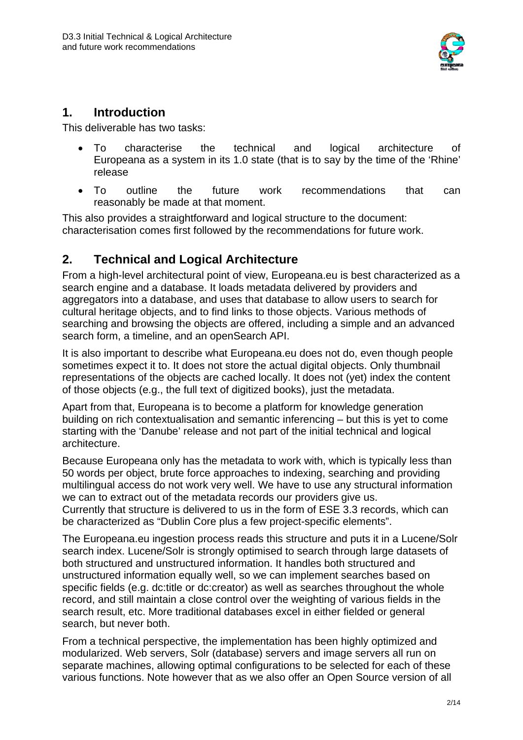## 1. Introduction

This deliverable has two tasks:

- To characterise the technical and logical architecture of Europeana as a system in its 1.0 state (that is to say by the time of the 'Rhine' release
- To outline the future work recommendations that can reasonably be made at that moment.

This also provides a straightforward and logical structure to the document: characterisation comes first followed by the recommendations for future work.

## 2. Technical and Logical Architecture

From a high-level architectural point of view, Europeana.eu is best characterized as a search engine and a database. It loads metadata delivered by providers and aggregators into a database, and uses that database to allow users to search for cultural heritage objects, and to find links to those objects. Various methods of searching and browsing the objects are offered, including a simple and an advanced search form, a timeline, and an openSearch API.

It is also important to describe what Europeana.eu does not do, even though people sometimes expect it to. It does not store the actual digital objects. Only thumbnail representations of the objects are cached locally. It does not (yet) index the content of those objects (e.g., the full text of digitized books), just the metadata.

Apart from that, Europeana is to become a platform for knowledge generation building on rich contextualisation and semantic inferencing – but this is yet to come starting with the 'Danube' release and not part of the initial technical and logical architecture.

Because Europeana only has the metadata to work with, which is typically less than 50 words per object, brute force approaches to indexing, searching and providing multilingual access do not work very well. We have to use any structural information we can to extract out of the metadata records our providers give us.
Currently that structure is delivered to us in the form of ESE 3.3 records, which can be characterized as "Dublin Core plus a few project-specific elements".

The Europeana.eu ingestion process reads this structure and puts it in a Lucene/Solr search index. Lucene/Solr is strongly optimised to search through large datasets of both structured and unstructured information. It handles both structured and unstructured information equally well, so we can implement searches based on specific fields (e.g. dc:title or dc:creator) as well as searches throughout the whole record, and still maintain a close control over the weighting of various fields in the search result, etc. More traditional databases excel in either fielded or general search, but never both.

From a technical perspective, the implementation has been highly optimized and modularized. Web servers, Solr (database) servers and image servers all run on separate machines, allowing optimal configurations to be selected for each of these various functions. Note however that as we also offer an Open Source version of all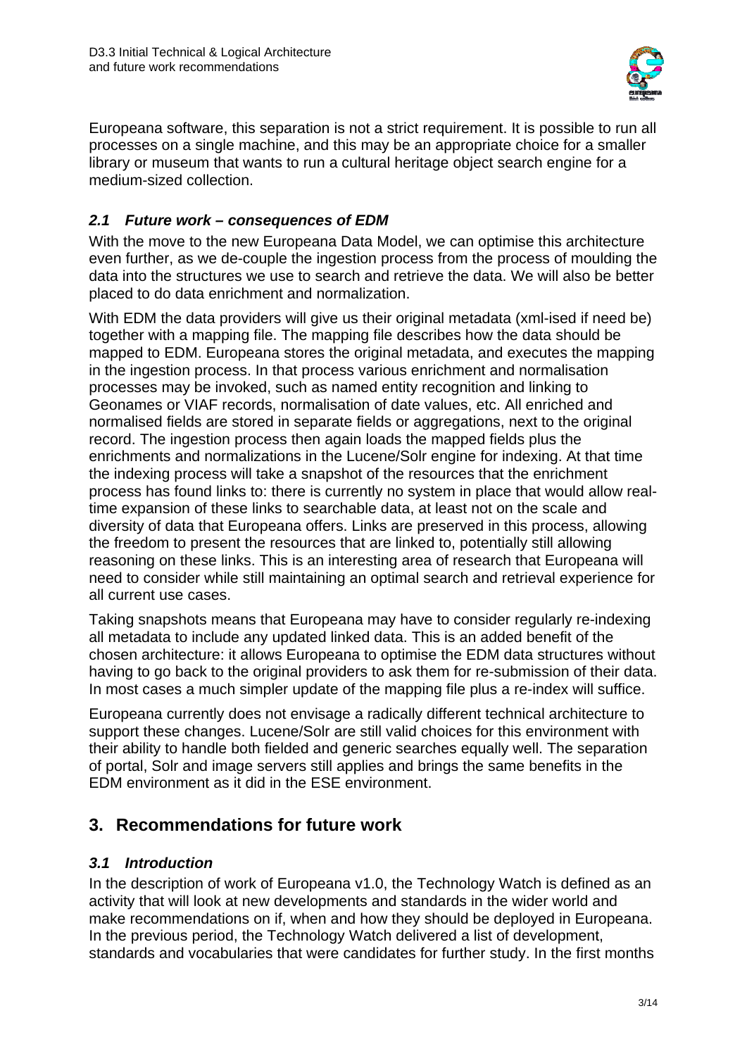Europeana software, this separation is not a strict requirement. It is possible to run all processes on a single machine, and this may be an appropriate choice for a smaller library or museum that wants to run a cultural heritage object search engine for a medium-sized collection.

### *2.1 Future work – consequences of EDM*

With the move to the new Europeana Data Model, we can optimise this architecture even further, as we de-couple the ingestion process from the process of moulding the data into the structures we use to search and retrieve the data. We will also be better placed to do data enrichment and normalization.

With EDM the data providers will give us their original metadata (xml-ised if need be) together with a mapping file. The mapping file describes how the data should be mapped to EDM. Europeana stores the original metadata, and executes the mapping in the ingestion process. In that process various enrichment and normalisation processes may be invoked, such as named entity recognition and linking to Geonames or VIAF records, normalisation of date values, etc. All enriched and normalised fields are stored in separate fields or aggregations, next to the original record. The ingestion process then again loads the mapped fields plus the enrichments and normalizations in the Lucene/Solr engine for indexing. At that time the indexing process will take a snapshot of the resources that the enrichment process has found links to: there is currently no system in place that would allow real-time expansion of these links to searchable data, at least not on the scale and diversity of data that Europeana offers. Links are preserved in this process, allowing the freedom to present the resources that are linked to, potentially still allowing reasoning on these links. This is an interesting area of research that Europeana will need to consider while still maintaining an optimal search and retrieval experience for all current use cases.

Taking snapshots means that Europeana may have to consider regularly re-indexing all metadata to include any updated linked data. This is an added benefit of the chosen architecture: it allows Europeana to optimise the EDM data structures without having to go back to the original providers to ask them for re-submission of their data. In most cases a much simpler update of the mapping file plus a re-index will suffice.

Europeana currently does not envisage a radically different technical architecture to support these changes. Lucene/Solr are still valid choices for this environment with their ability to handle both fielded and generic searches equally well. The separation of portal, Solr and image servers still applies and brings the same benefits in the EDM environment as it did in the ESE environment.

## 3. Recommendations for future work

### *3.1 Introduction*

In the description of work of Europeana v1.0, the Technology Watch is defined as an activity that will look at new developments and standards in the wider world and make recommendations on if, when and how they should be deployed in Europeana. In the previous period, the Technology Watch delivered a list of development, standards and vocabularies that were candidates for further study. In the first months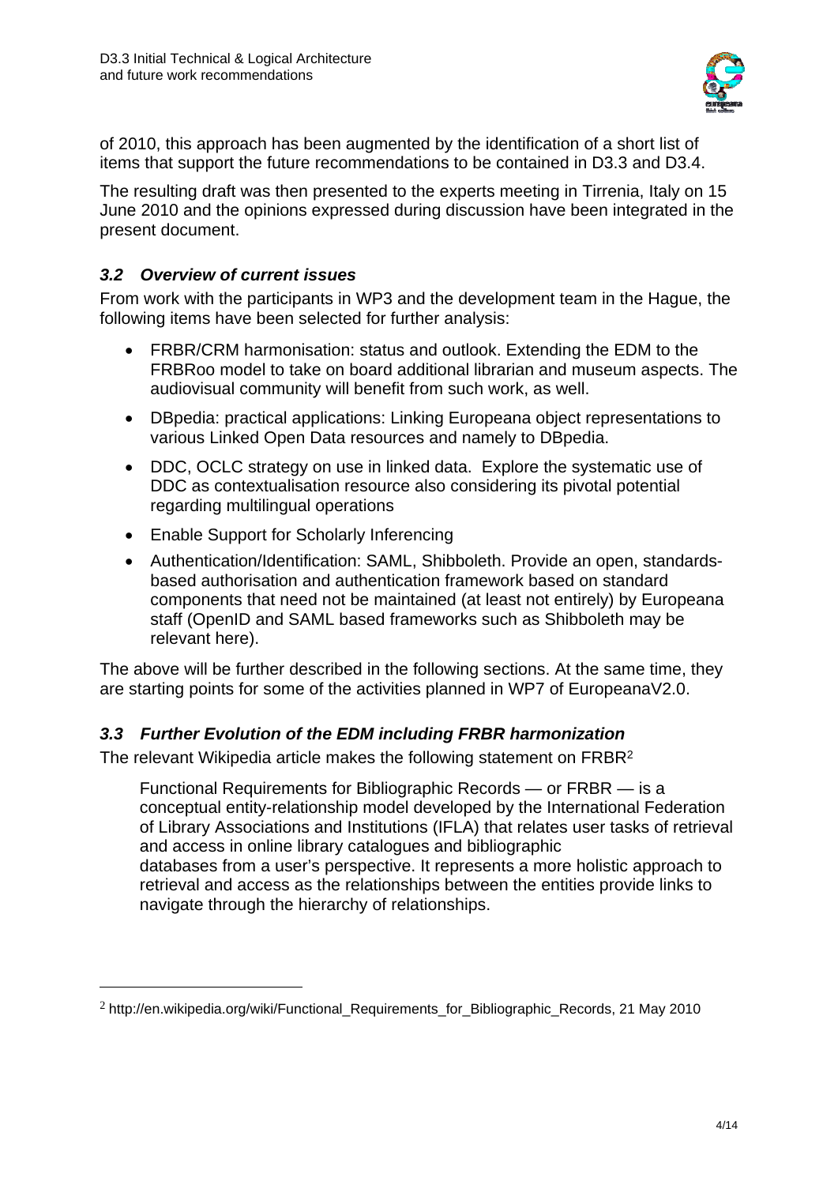of 2010, this approach has been augmented by the identification of a short list of items that support the future recommendations to be contained in D3.3 and D3.4.

The resulting draft was then presented to the experts meeting in Tirrenia, Italy on 15 June 2010 and the opinions expressed during discussion have been integrated in the present document.

### *3.2 Overview of current issues*

From work with the participants in WP3 and the development team in the Hague, the following items have been selected for further analysis:

- FRBR/CRM harmonisation: status and outlook. Extending the EDM to the FRBRoo model to take on board additional librarian and museum aspects. The audiovisual community will benefit from such work, as well.
- DBpedia: practical applications: Linking Europeana object representations to various Linked Open Data resources and namely to DBpedia.
- DDC, OCLC strategy on use in linked data. Explore the systematic use of DDC as contextualisation resource also considering its pivotal potential regarding multilingual operations
- Enable Support for Scholarly Inferencing
- Authentication/Identification: SAML, Shibboleth. Provide an open, standards-based authorisation and authentication framework based on standard components that need not be maintained (at least not entirely) by Europeana staff (OpenID and SAML based frameworks such as Shibboleth may be relevant here).

The above will be further described in the following sections. At the same time, they are starting points for some of the activities planned in WP7 of EuropeanaV2.0.

### *3.3 Further Evolution of the EDM including FRBR harmonization*

The relevant Wikipedia article makes the following statement on FRBR[2]

> Functional Requirements for Bibliographic Records — or FRBR — is a conceptual entity-relationship model developed by the International Federation of Library Associations and Institutions (IFLA) that relates user tasks of retrieval and access in online library catalogues and bibliographic databases from a user's perspective. It represents a more holistic approach to retrieval and access as the relationships between the entities provide links to navigate through the hierarchy of relationships.

---

[2] http://en.wikipedia.org/wiki/Functional_Requirements_for_Bibliographic_Records, 21 May 2010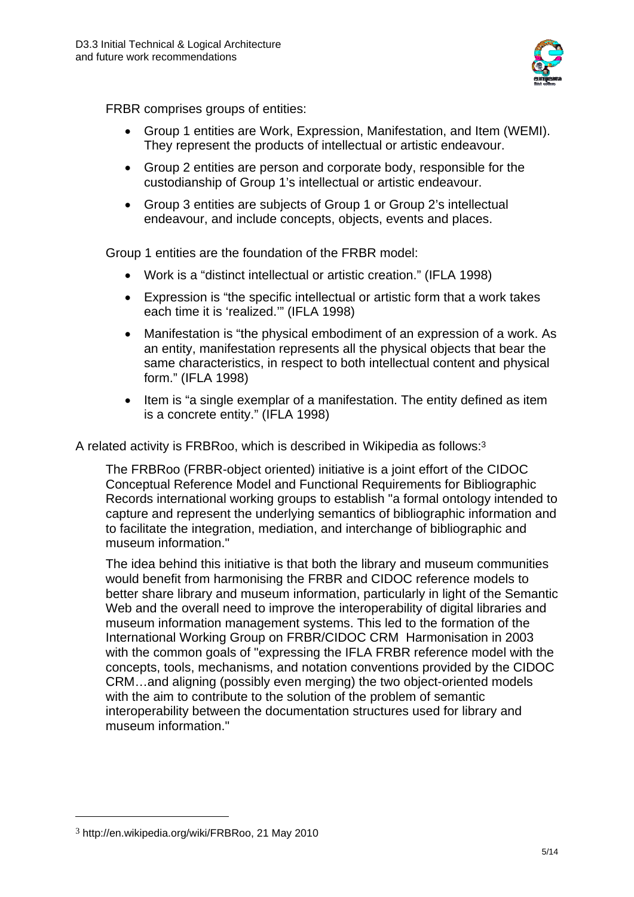FRBR comprises groups of entities:

- Group 1 entities are Work, Expression, Manifestation, and Item (WEMI). They represent the products of intellectual or artistic endeavour.
- Group 2 entities are person and corporate body, responsible for the custodianship of Group 1's intellectual or artistic endeavour.
- Group 3 entities are subjects of Group 1 or Group 2's intellectual endeavour, and include concepts, objects, events and places.

Group 1 entities are the foundation of the FRBR model:

- Work is a "distinct intellectual or artistic creation." (IFLA 1998)
- Expression is "the specific intellectual or artistic form that a work takes each time it is 'realized.'" (IFLA 1998)
- Manifestation is "the physical embodiment of an expression of a work. As an entity, manifestation represents all the physical objects that bear the same characteristics, in respect to both intellectual content and physical form." (IFLA 1998)
- Item is "a single exemplar of a manifestation. The entity defined as item is a concrete entity." (IFLA 1998)

A related activity is FRBRoo, which is described in Wikipedia as follows:[3]

> The FRBRoo (FRBR-object oriented) initiative is a joint effort of the CIDOC Conceptual Reference Model and Functional Requirements for Bibliographic Records international working groups to establish "a formal ontology intended to capture and represent the underlying semantics of bibliographic information and to facilitate the integration, mediation, and interchange of bibliographic and museum information."
>
> The idea behind this initiative is that both the library and museum communities would benefit from harmonising the FRBR and CIDOC reference models to better share library and museum information, particularly in light of the Semantic Web and the overall need to improve the interoperability of digital libraries and museum information management systems. This led to the formation of the International Working Group on FRBR/CIDOC CRM Harmonisation in 2003 with the common goals of "expressing the IFLA FRBR reference model with the concepts, tools, mechanisms, and notation conventions provided by the CIDOC CRM…and aligning (possibly even merging) the two object-oriented models with the aim to contribute to the solution of the problem of semantic interoperability between the documentation structures used for library and museum information."

[3] http://en.wikipedia.org/wiki/FRBRoo, 21 May 2010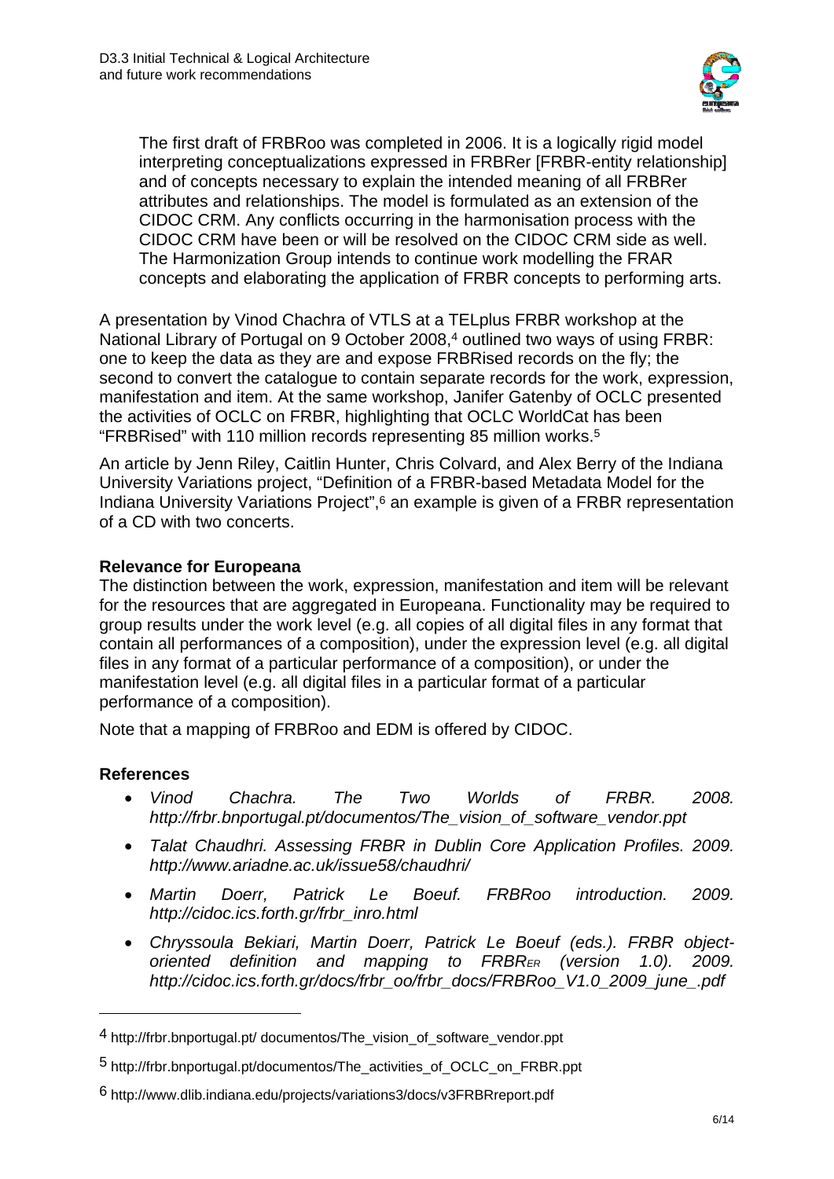> The first draft of FRBRoo was completed in 2006. It is a logically rigid model interpreting conceptualizations expressed in FRBRer [FRBR-entity relationship] and of concepts necessary to explain the intended meaning of all FRBRer attributes and relationships. The model is formulated as an extension of the CIDOC CRM. Any conflicts occurring in the harmonisation process with the CIDOC CRM have been or will be resolved on the CIDOC CRM side as well. The Harmonization Group intends to continue work modelling the FRAR concepts and elaborating the application of FRBR concepts to performing arts.

A presentation by Vinod Chachra of VTLS at a TELplus FRBR workshop at the National Library of Portugal on 9 October 2008,[4] outlined two ways of using FRBR: one to keep the data as they are and expose FRBRised records on the fly; the second to convert the catalogue to contain separate records for the work, expression, manifestation and item. At the same workshop, Janifer Gatenby of OCLC presented the activities of OCLC on FRBR, highlighting that OCLC WorldCat has been "FRBRised" with 110 million records representing 85 million works.[5]

An article by Jenn Riley, Caitlin Hunter, Chris Colvard, and Alex Berry of the Indiana University Variations project, "Definition of a FRBR-based Metadata Model for the Indiana University Variations Project",[6] an example is given of a FRBR representation of a CD with two concerts.

**Relevance for Europeana**

The distinction between the work, expression, manifestation and item will be relevant for the resources that are aggregated in Europeana. Functionality may be required to group results under the work level (e.g. all copies of all digital files in any format that contain all performances of a composition), under the expression level (e.g. all digital files in any format of a particular performance of a composition), or under the manifestation level (e.g. all digital files in a particular format of a particular performance of a composition).

Note that a mapping of FRBRoo and EDM is offered by CIDOC.

**References**

- *Vinod Chachra. The Two Worlds of FRBR. 2008. http://frbr.bnportugal.pt/documentos/The_vision_of_software_vendor.ppt*
- *Talat Chaudhri. Assessing FRBR in Dublin Core Application Profiles. 2009. http://www.ariadne.ac.uk/issue58/chaudhri/*
- *Martin Doerr, Patrick Le Boeuf. FRBRoo introduction. 2009. http://cidoc.ics.forth.gr/frbr_inro.html*
- *Chryssoula Bekiari, Martin Doerr, Patrick Le Boeuf (eds.). FRBR object-oriented definition and mapping to $FRBR_{ER}$ (version 1.0). 2009. http://cidoc.ics.forth.gr/docs/frbr_oo/frbr_docs/FRBRoo_V1.0_2009_june_.pdf*

---

[4] http://frbr.bnportugal.pt/ documentos/The_vision_of_software_vendor.ppt

[5] http://frbr.bnportugal.pt/documentos/The_activities_of_OCLC_on_FRBR.ppt

[6] http://www.dlib.indiana.edu/projects/variations3/docs/v3FRBRreport.pdf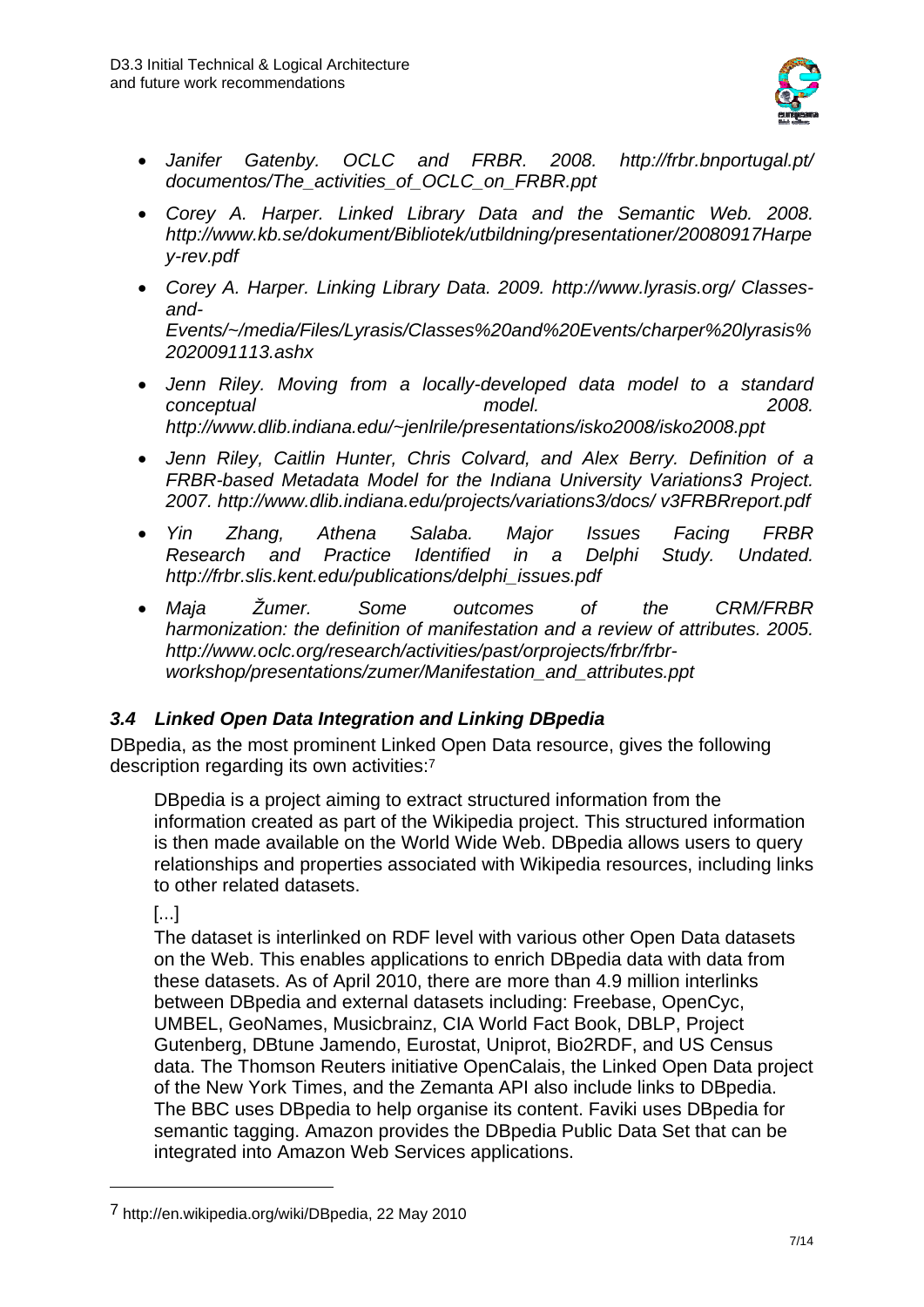- *Janifer Gatenby. OCLC and FRBR. 2008. http://frbr.bnportugal.pt/ documentos/The_activities_of_OCLC_on_FRBR.ppt*
- *Corey A. Harper. Linked Library Data and the Semantic Web. 2008. http://www.kb.se/dokument/Bibliotek/utbildning/presentationer/20080917Harpey-rev.pdf*
- *Corey A. Harper. Linking Library Data. 2009. http://www.lyrasis.org/ Classes-and-Events/~/media/Files/Lyrasis/Classes%20and%20Events/charper%20lyrasis%2020091113.ashx*
- *Jenn Riley. Moving from a locally-developed data model to a standard conceptual model. 2008. http://www.dlib.indiana.edu/~jenlrile/presentations/isko2008/isko2008.ppt*
- *Jenn Riley, Caitlin Hunter, Chris Colvard, and Alex Berry. Definition of a FRBR-based Metadata Model for the Indiana University Variations3 Project. 2007. http://www.dlib.indiana.edu/projects/variations3/docs/ v3FRBRreport.pdf*
- *Yin Zhang, Athena Salaba. Major Issues Facing FRBR Research and Practice Identified in a Delphi Study. Undated. http://frbr.slis.kent.edu/publications/delphi_issues.pdf*
- *Maja Žumer. Some outcomes of the CRM/FRBR harmonization: the definition of manifestation and a review of attributes. 2005. http://www.oclc.org/research/activities/past/orprojects/frbr/frbr-workshop/presentations/zumer/Manifestation_and_attributes.ppt*

### *3.4 Linked Open Data Integration and Linking DBpedia*

DBpedia, as the most prominent Linked Open Data resource, gives the following description regarding its own activities:[7]

> DBpedia is a project aiming to extract structured information from the information created as part of the Wikipedia project. This structured information is then made available on the World Wide Web. DBpedia allows users to query relationships and properties associated with Wikipedia resources, including links to other related datasets.
>
> [...]
>
> The dataset is interlinked on RDF level with various other Open Data datasets on the Web. This enables applications to enrich DBpedia data with data from these datasets. As of April 2010, there are more than 4.9 million interlinks between DBpedia and external datasets including: Freebase, OpenCyc, UMBEL, GeoNames, Musicbrainz, CIA World Fact Book, DBLP, Project Gutenberg, DBtune Jamendo, Eurostat, Uniprot, Bio2RDF, and US Census data. The Thomson Reuters initiative OpenCalais, the Linked Open Data project of the New York Times, and the Zemanta API also include links to DBpedia. The BBC uses DBpedia to help organise its content. Faviki uses DBpedia for semantic tagging. Amazon provides the DBpedia Public Data Set that can be integrated into Amazon Web Services applications.

[7] http://en.wikipedia.org/wiki/DBpedia, 22 May 2010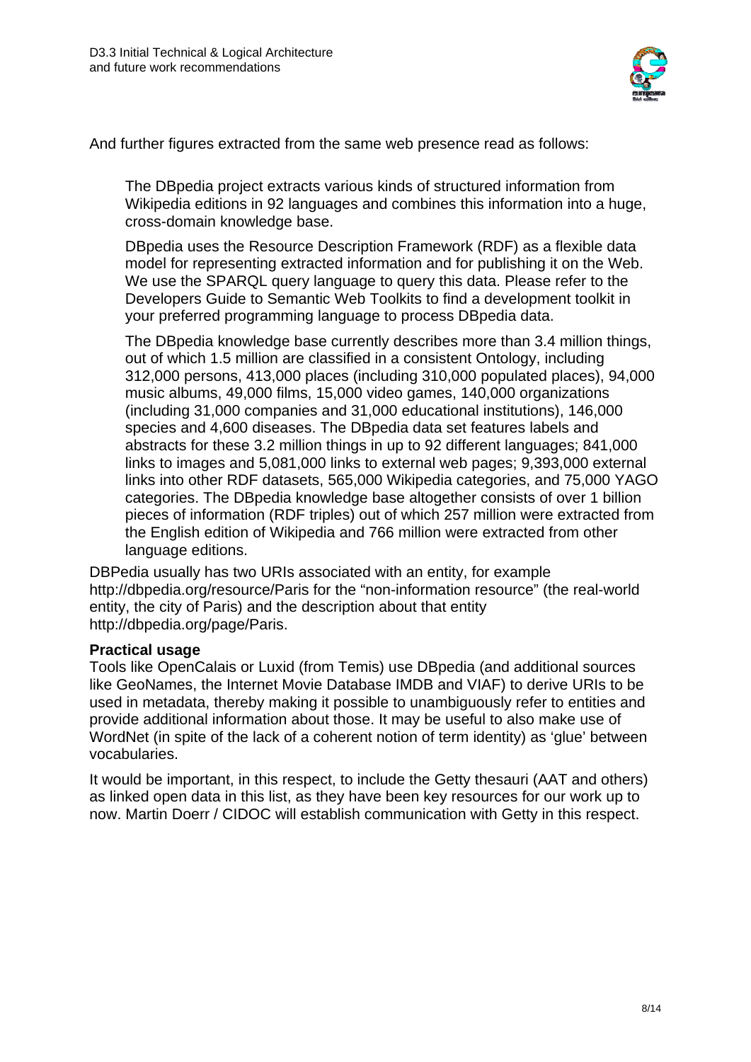And further figures extracted from the same web presence read as follows:

> The DBpedia project extracts various kinds of structured information from Wikipedia editions in 92 languages and combines this information into a huge, cross-domain knowledge base.
>
> DBpedia uses the Resource Description Framework (RDF) as a flexible data model for representing extracted information and for publishing it on the Web. We use the SPARQL query language to query this data. Please refer to the Developers Guide to Semantic Web Toolkits to find a development toolkit in your preferred programming language to process DBpedia data.
>
> The DBpedia knowledge base currently describes more than 3.4 million things, out of which 1.5 million are classified in a consistent Ontology, including 312,000 persons, 413,000 places (including 310,000 populated places), 94,000 music albums, 49,000 films, 15,000 video games, 140,000 organizations (including 31,000 companies and 31,000 educational institutions), 146,000 species and 4,600 diseases. The DBpedia data set features labels and abstracts for these 3.2 million things in up to 92 different languages; 841,000 links to images and 5,081,000 links to external web pages; 9,393,000 external links into other RDF datasets, 565,000 Wikipedia categories, and 75,000 YAGO categories. The DBpedia knowledge base altogether consists of over 1 billion pieces of information (RDF triples) out of which 257 million were extracted from the English edition of Wikipedia and 766 million were extracted from other language editions.

DBPedia usually has two URIs associated with an entity, for example http://dbpedia.org/resource/Paris for the "non-information resource" (the real-world entity, the city of Paris) and the description about that entity http://dbpedia.org/page/Paris.

**Practical usage**

Tools like OpenCalais or Luxid (from Temis) use DBpedia (and additional sources like GeoNames, the Internet Movie Database IMDB and VIAF) to derive URIs to be used in metadata, thereby making it possible to unambiguously refer to entities and provide additional information about those. It may be useful to also make use of WordNet (in spite of the lack of a coherent notion of term identity) as 'glue' between vocabularies.

It would be important, in this respect, to include the Getty thesauri (AAT and others) as linked open data in this list, as they have been key resources for our work up to now. Martin Doerr / CIDOC will establish communication with Getty in this respect.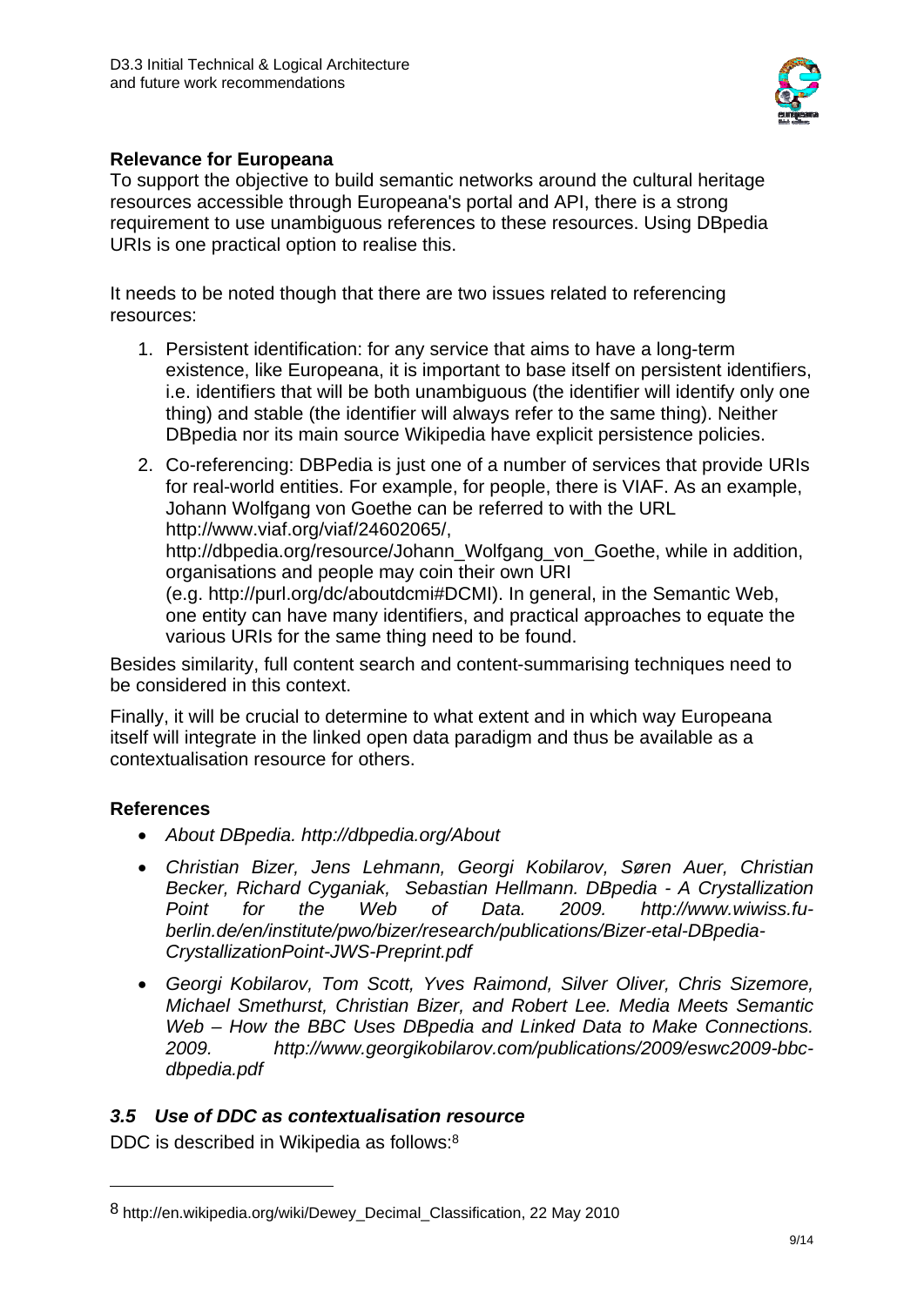**Relevance for Europeana**

To support the objective to build semantic networks around the cultural heritage resources accessible through Europeana's portal and API, there is a strong requirement to use unambiguous references to these resources. Using DBpedia URIs is one practical option to realise this.

It needs to be noted though that there are two issues related to referencing resources:

1. Persistent identification: for any service that aims to have a long-term existence, like Europeana, it is important to base itself on persistent identifiers, i.e. identifiers that will be both unambiguous (the identifier will identify only one thing) and stable (the identifier will always refer to the same thing). Neither DBpedia nor its main source Wikipedia have explicit persistence policies.
2. Co-referencing: DBPedia is just one of a number of services that provide URIs for real-world entities. For example, for people, there is VIAF. As an example, Johann Wolfgang von Goethe can be referred to with the URL http://www.viaf.org/viaf/24602065/, http://dbpedia.org/resource/Johann_Wolfgang_von_Goethe, while in addition, organisations and people may coin their own URI (e.g. http://purl.org/dc/aboutdcmi#DCMI). In general, in the Semantic Web, one entity can have many identifiers, and practical approaches to equate the various URIs for the same thing need to be found.

Besides similarity, full content search and content-summarising techniques need to be considered in this context.

Finally, it will be crucial to determine to what extent and in which way Europeana itself will integrate in the linked open data paradigm and thus be available as a contextualisation resource for others.

**References**

- *About DBpedia. http://dbpedia.org/About*
- *Christian Bizer, Jens Lehmann, Georgi Kobilarov, Søren Auer, Christian Becker, Richard Cyganiak, Sebastian Hellmann. DBpedia - A Crystallization Point for the Web of Data. 2009. http://www.wiwiss.fu-berlin.de/en/institute/pwo/bizer/research/publications/Bizer-etal-DBpedia-CrystallizationPoint-JWS-Preprint.pdf*
- *Georgi Kobilarov, Tom Scott, Yves Raimond, Silver Oliver, Chris Sizemore, Michael Smethurst, Christian Bizer, and Robert Lee. Media Meets Semantic Web – How the BBC Uses DBpedia and Linked Data to Make Connections. 2009. http://www.georgikobilarov.com/publications/2009/eswc2009-bbc-dbpedia.pdf*

### *3.5 Use of DDC as contextualisation resource*

DDC is described in Wikipedia as follows:[8]

---

8 http://en.wikipedia.org/wiki/Dewey_Decimal_Classification, 22 May 2010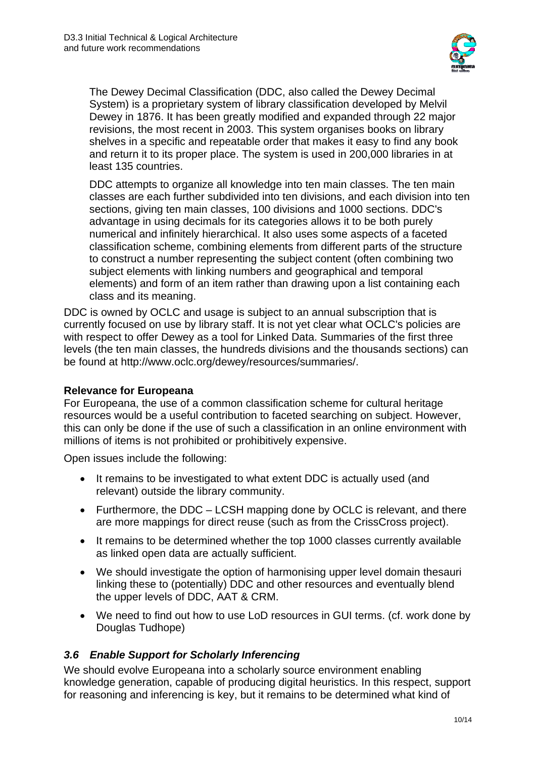> The Dewey Decimal Classification (DDC, also called the Dewey Decimal System) is a proprietary system of library classification developed by Melvil Dewey in 1876. It has been greatly modified and expanded through 22 major revisions, the most recent in 2003. This system organises books on library shelves in a specific and repeatable order that makes it easy to find any book and return it to its proper place. The system is used in 200,000 libraries in at least 135 countries.
>
> DDC attempts to organize all knowledge into ten main classes. The ten main classes are each further subdivided into ten divisions, and each division into ten sections, giving ten main classes, 100 divisions and 1000 sections. DDC's advantage in using decimals for its categories allows it to be both purely numerical and infinitely hierarchical. It also uses some aspects of a faceted classification scheme, combining elements from different parts of the structure to construct a number representing the subject content (often combining two subject elements with linking numbers and geographical and temporal elements) and form of an item rather than drawing upon a list containing each class and its meaning.

DDC is owned by OCLC and usage is subject to an annual subscription that is currently focused on use by library staff. It is not yet clear what OCLC's policies are with respect to offer Dewey as a tool for Linked Data. Summaries of the first three levels (the ten main classes, the hundreds divisions and the thousands sections) can be found at http://www.oclc.org/dewey/resources/summaries/.

**Relevance for Europeana**

For Europeana, the use of a common classification scheme for cultural heritage resources would be a useful contribution to faceted searching on subject. However, this can only be done if the use of such a classification in an online environment with millions of items is not prohibited or prohibitively expensive.

Open issues include the following:

- It remains to be investigated to what extent DDC is actually used (and relevant) outside the library community.
- Furthermore, the DDC – LCSH mapping done by OCLC is relevant, and there are more mappings for direct reuse (such as from the CrissCross project).
- It remains to be determined whether the top 1000 classes currently available as linked open data are actually sufficient.
- We should investigate the option of harmonising upper level domain thesauri linking these to (potentially) DDC and other resources and eventually blend the upper levels of DDC, AAT & CRM.
- We need to find out how to use LoD resources in GUI terms. (cf. work done by Douglas Tudhope)

### *3.6 Enable Support for Scholarly Inferencing*

We should evolve Europeana into a scholarly source environment enabling knowledge generation, capable of producing digital heuristics. In this respect, support for reasoning and inferencing is key, but it remains to be determined what kind of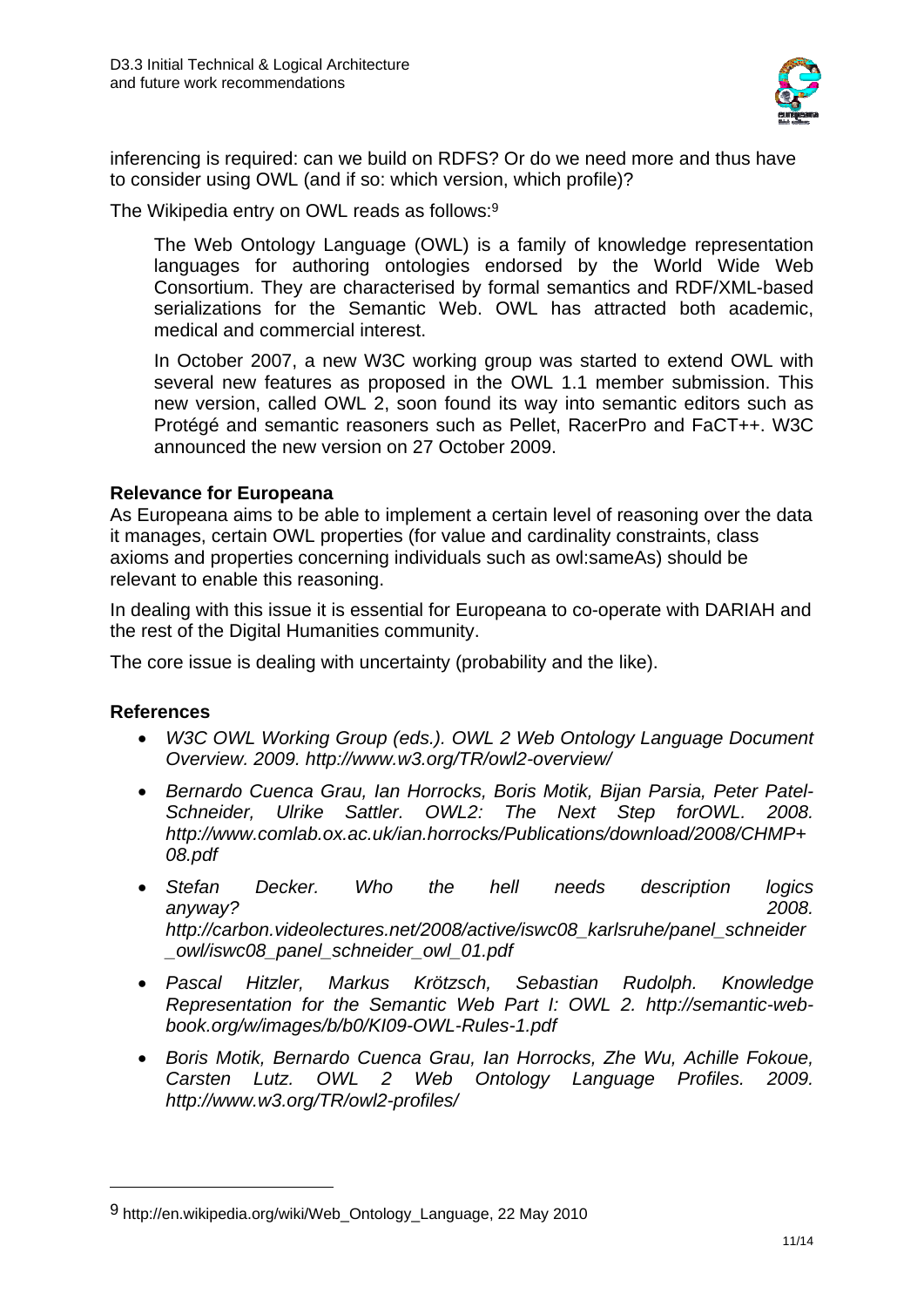inferencing is required: can we build on RDFS? Or do we need more and thus have to consider using OWL (and if so: which version, which profile)?

The Wikipedia entry on OWL reads as follows:[9]

> The Web Ontology Language (OWL) is a family of knowledge representation languages for authoring ontologies endorsed by the World Wide Web Consortium. They are characterised by formal semantics and RDF/XML-based serializations for the Semantic Web. OWL has attracted both academic, medical and commercial interest.
>
> In October 2007, a new W3C working group was started to extend OWL with several new features as proposed in the OWL 1.1 member submission. This new version, called OWL 2, soon found its way into semantic editors such as Protégé and semantic reasoners such as Pellet, RacerPro and FaCT++. W3C announced the new version on 27 October 2009.

**Relevance for Europeana**

As Europeana aims to be able to implement a certain level of reasoning over the data it manages, certain OWL properties (for value and cardinality constraints, class axioms and properties concerning individuals such as owl:sameAs) should be relevant to enable this reasoning.

In dealing with this issue it is essential for Europeana to co-operate with DARIAH and the rest of the Digital Humanities community.

The core issue is dealing with uncertainty (probability and the like).

**References**

- *W3C OWL Working Group (eds.). OWL 2 Web Ontology Language Document Overview. 2009. http://www.w3.org/TR/owl2-overview/*
- *Bernardo Cuenca Grau, Ian Horrocks, Boris Motik, Bijan Parsia, Peter Patel-Schneider, Ulrike Sattler. OWL2: The Next Step forOWL. 2008. http://www.comlab.ox.ac.uk/ian.horrocks/Publications/download/2008/CHMP+08.pdf*
- *Stefan Decker. Who the hell needs description logics anyway? 2008. http://carbon.videolectures.net/2008/active/iswc08_karlsruhe/panel_schneider_owl/iswc08_panel_schneider_owl_01.pdf*
- *Pascal Hitzler, Markus Krötzsch, Sebastian Rudolph. Knowledge Representation for the Semantic Web Part I: OWL 2. http://semantic-web-book.org/w/images/b/b0/KI09-OWL-Rules-1.pdf*
- *Boris Motik, Bernardo Cuenca Grau, Ian Horrocks, Zhe Wu, Achille Fokoue, Carsten Lutz. OWL 2 Web Ontology Language Profiles. 2009. http://www.w3.org/TR/owl2-profiles/*

---

[9] http://en.wikipedia.org/wiki/Web_Ontology_Language, 22 May 2010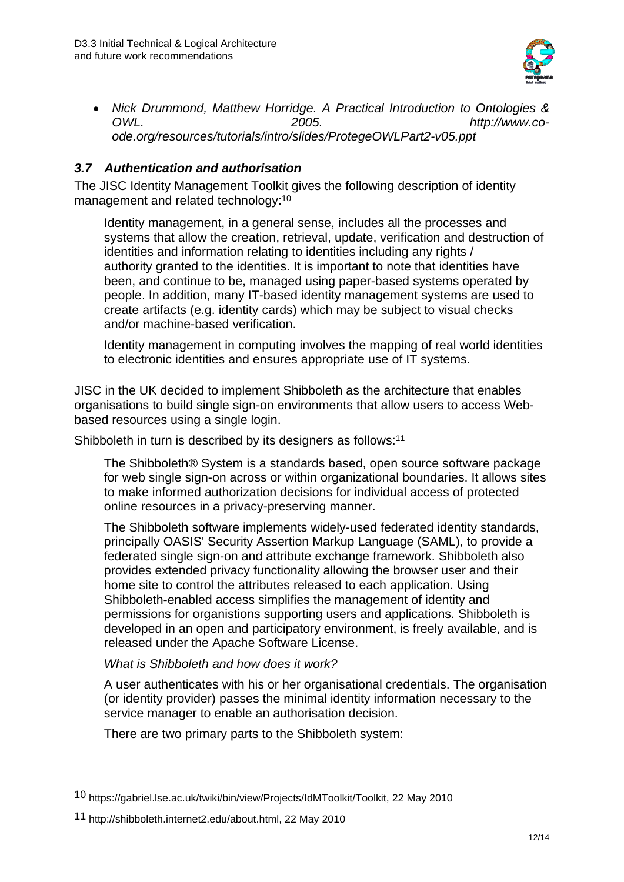- *Nick Drummond, Matthew Horridge. A Practical Introduction to Ontologies & OWL. 2005. http://www.co-ode.org/resources/tutorials/intro/slides/ProtegeOWLPart2-v05.ppt*

### *3.7 Authentication and authorisation*

The JISC Identity Management Toolkit gives the following description of identity management and related technology:[10]

> Identity management, in a general sense, includes all the processes and systems that allow the creation, retrieval, update, verification and destruction of identities and information relating to identities including any rights / authority granted to the identities. It is important to note that identities have been, and continue to be, managed using paper-based systems operated by people. In addition, many IT-based identity management systems are used to create artifacts (e.g. identity cards) which may be subject to visual checks and/or machine-based verification.
>
> Identity management in computing involves the mapping of real world identities to electronic identities and ensures appropriate use of IT systems.

JISC in the UK decided to implement Shibboleth as the architecture that enables organisations to build single sign-on environments that allow users to access Web-based resources using a single login.

Shibboleth in turn is described by its designers as follows:[11]

> The Shibboleth® System is a standards based, open source software package for web single sign-on across or within organizational boundaries. It allows sites to make informed authorization decisions for individual access of protected online resources in a privacy-preserving manner.
>
> The Shibboleth software implements widely-used federated identity standards, principally OASIS' Security Assertion Markup Language (SAML), to provide a federated single sign-on and attribute exchange framework. Shibboleth also provides extended privacy functionality allowing the browser user and their home site to control the attributes released to each application. Using Shibboleth-enabled access simplifies the management of identity and permissions for organistions supporting users and applications. Shibboleth is developed in an open and participatory environment, is freely available, and is released under the Apache Software License.
>
> *What is Shibboleth and how does it work?*
>
> A user authenticates with his or her organisational credentials. The organisation (or identity provider) passes the minimal identity information necessary to the service manager to enable an authorisation decision.
>
> There are two primary parts to the Shibboleth system:

[10] https://gabriel.lse.ac.uk/twiki/bin/view/Projects/IdMToolkit/Toolkit, 22 May 2010

[11] http://shibboleth.internet2.edu/about.html, 22 May 2010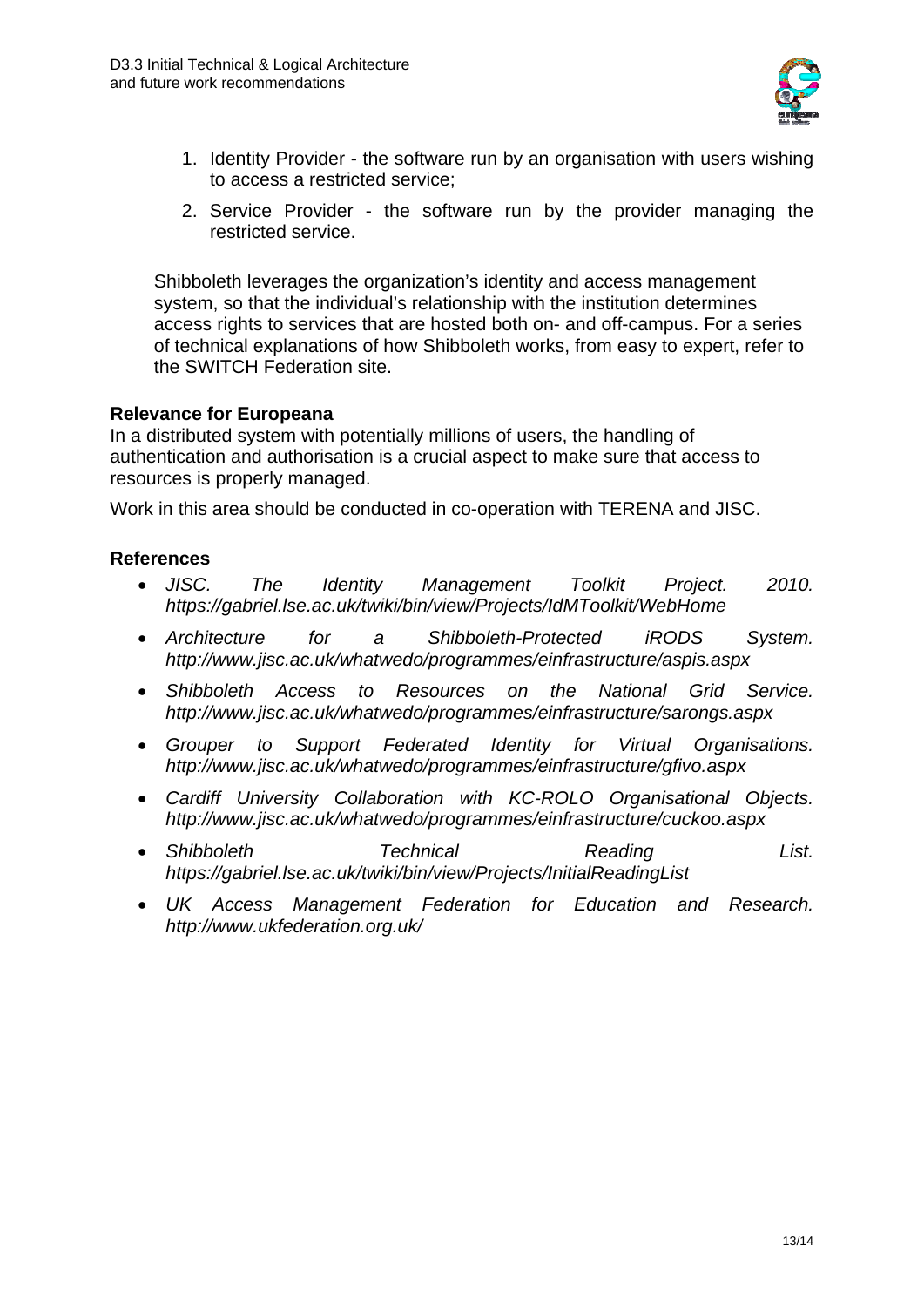1. Identity Provider - the software run by an organisation with users wishing to access a restricted service;
2. Service Provider - the software run by the provider managing the restricted service.

Shibboleth leverages the organization's identity and access management system, so that the individual's relationship with the institution determines access rights to services that are hosted both on- and off-campus. For a series of technical explanations of how Shibboleth works, from easy to expert, refer to the SWITCH Federation site.

**Relevance for Europeana**

In a distributed system with potentially millions of users, the handling of authentication and authorisation is a crucial aspect to make sure that access to resources is properly managed.

Work in this area should be conducted in co-operation with TERENA and JISC.

**References**

- *JISC. The Identity Management Toolkit Project. 2010. https://gabriel.lse.ac.uk/twiki/bin/view/Projects/IdMToolkit/WebHome*
- *Architecture for a Shibboleth-Protected iRODS System. http://www.jisc.ac.uk/whatwedo/programmes/einfrastructure/aspis.aspx*
- *Shibboleth Access to Resources on the National Grid Service. http://www.jisc.ac.uk/whatwedo/programmes/einfrastructure/sarongs.aspx*
- *Grouper to Support Federated Identity for Virtual Organisations. http://www.jisc.ac.uk/whatwedo/programmes/einfrastructure/gfivo.aspx*
- *Cardiff University Collaboration with KC-ROLO Organisational Objects. http://www.jisc.ac.uk/whatwedo/programmes/einfrastructure/cuckoo.aspx*
- *Shibboleth Technical Reading List. https://gabriel.lse.ac.uk/twiki/bin/view/Projects/InitialReadingList*
- *UK Access Management Federation for Education and Research. http://www.ukfederation.org.uk/*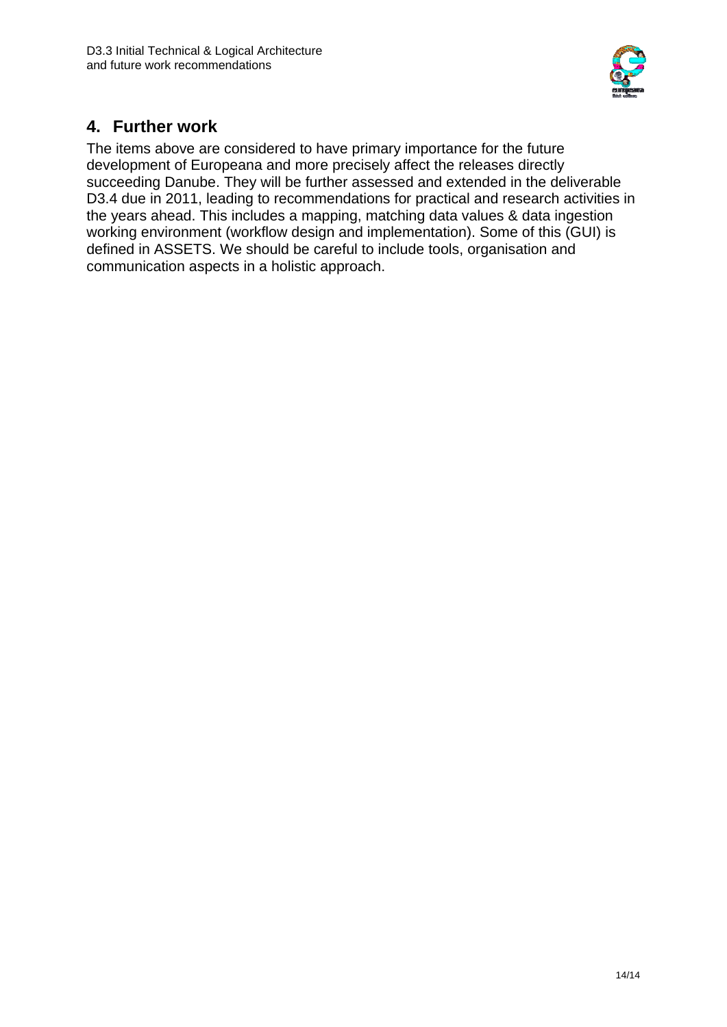## 4. Further work

The items above are considered to have primary importance for the future development of Europeana and more precisely affect the releases directly succeeding Danube. They will be further assessed and extended in the deliverable D3.4 due in 2011, leading to recommendations for practical and research activities in the years ahead. This includes a mapping, matching data values & data ingestion working environment (workflow design and implementation). Some of this (GUI) is defined in ASSETS. We should be careful to include tools, organisation and communication aspects in a holistic approach.